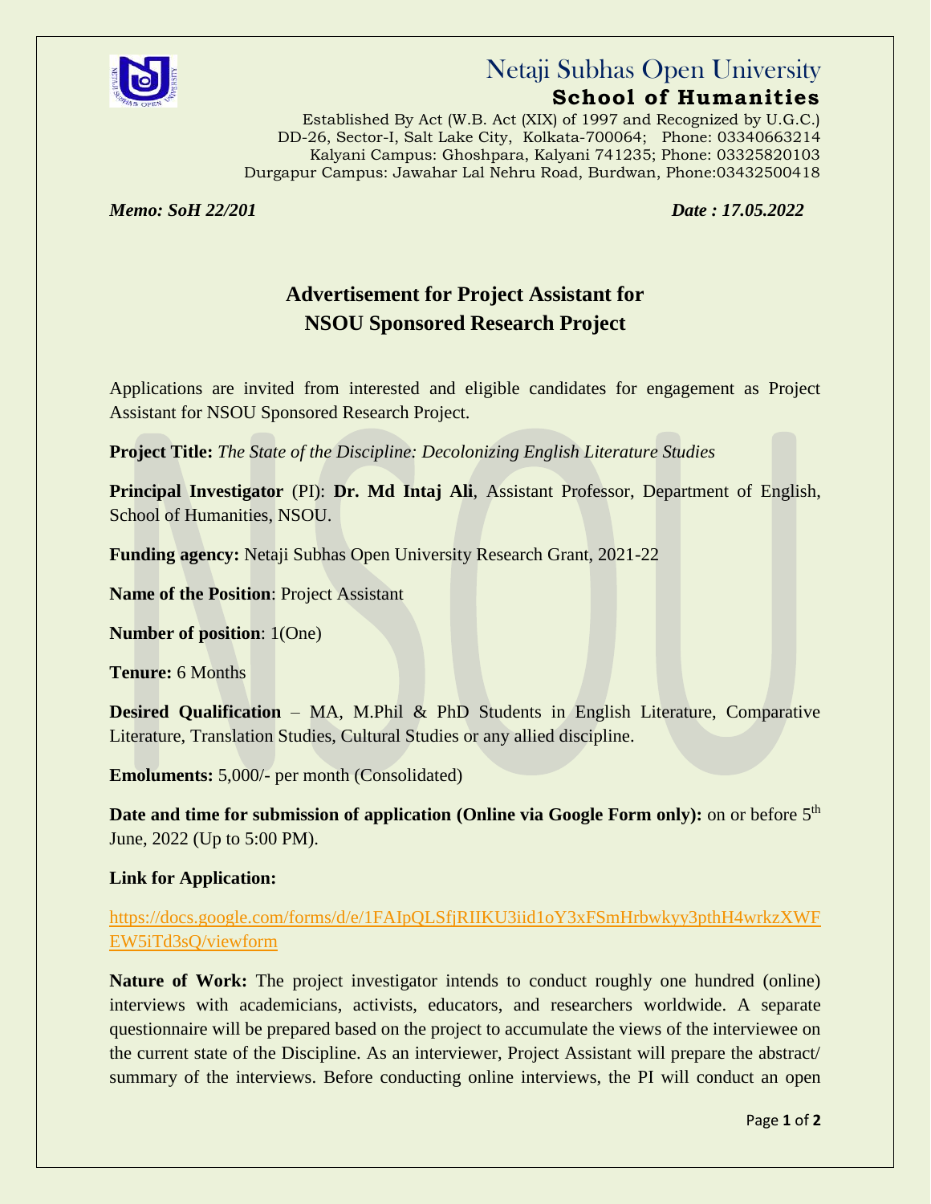# Netaji Subhas Open University

## School of Humanities

Established By Act (W.B. Act (XIX) of 1997 and Recognized by U.G.C.)
DD-26, Sector-I, Salt Lake City, Kolkata-700064; Phone: 03340663214
Kalyani Campus: Ghoshpara, Kalyani 741235; Phone: 03325820103
Durgapur Campus: Jawahar Lal Nehru Road, Burdwan, Phone:03432500418

***Memo: SoH 22/201*** ***Date : 17.05.2022***

### Advertisement for Project Assistant for NSOU Sponsored Research Project

Applications are invited from interested and eligible candidates for engagement as Project Assistant for NSOU Sponsored Research Project.

**Project Title:** *The State of the Discipline: Decolonizing English Literature Studies*

**Principal Investigator** (PI): **Dr. Md Intaj Ali**, Assistant Professor, Department of English, School of Humanities, NSOU.

**Funding agency:** Netaji Subhas Open University Research Grant, 2021-22

**Name of the Position**: Project Assistant

**Number of position**: 1(One)

**Tenure:** 6 Months

**Desired Qualification** – MA, M.Phil & PhD Students in English Literature, Comparative Literature, Translation Studies, Cultural Studies or any allied discipline.

**Emoluments:** 5,000/- per month (Consolidated)

**Date and time for submission of application (Online via Google Form only):** on or before 5th June, 2022 (Up to 5:00 PM).

**Link for Application:**

https://docs.google.com/forms/d/e/1FAIpQLSfjRIIKU3iid1oY3xFSmHrbwkyy3pthH4wrkzXWFEW5iTd3sQ/viewform

**Nature of Work:** The project investigator intends to conduct roughly one hundred (online) interviews with academicians, activists, educators, and researchers worldwide. A separate questionnaire will be prepared based on the project to accumulate the views of the interviewee on the current state of the Discipline. As an interviewer, Project Assistant will prepare the abstract/ summary of the interviews. Before conducting online interviews, the PI will conduct an open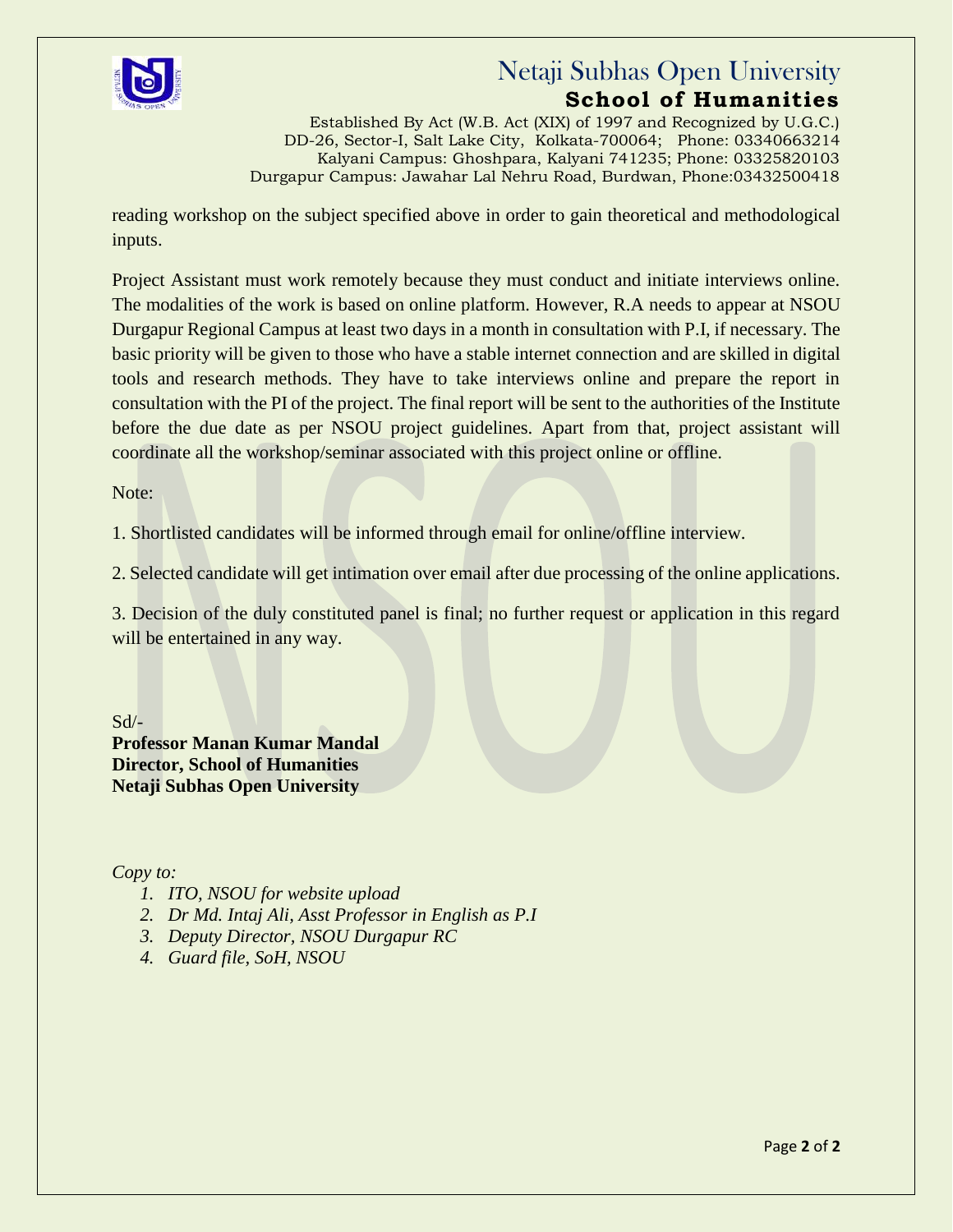reading workshop on the subject specified above in order to gain theoretical and methodological inputs.

Project Assistant must work remotely because they must conduct and initiate interviews online. The modalities of the work is based on online platform. However, R.A needs to appear at NSOU Durgapur Regional Campus at least two days in a month in consultation with P.I, if necessary. The basic priority will be given to those who have a stable internet connection and are skilled in digital tools and research methods. They have to take interviews online and prepare the report in consultation with the PI of the project. The final report will be sent to the authorities of the Institute before the due date as per NSOU project guidelines. Apart from that, project assistant will coordinate all the workshop/seminar associated with this project online or offline.

Note:

1. Shortlisted candidates will be informed through email for online/offline interview.

2. Selected candidate will get intimation over email after due processing of the online applications.

3. Decision of the duly constituted panel is final; no further request or application in this regard will be entertained in any way.

Sd/-
**Professor Manan Kumar Mandal**
**Director, School of Humanities**
**Netaji Subhas Open University**

*Copy to:*

1. *ITO, NSOU for website upload*
2. *Dr Md. Intaj Ali, Asst Professor in English as P.I*
3. *Deputy Director, NSOU Durgapur RC*
4. *Guard file, SoH, NSOU*